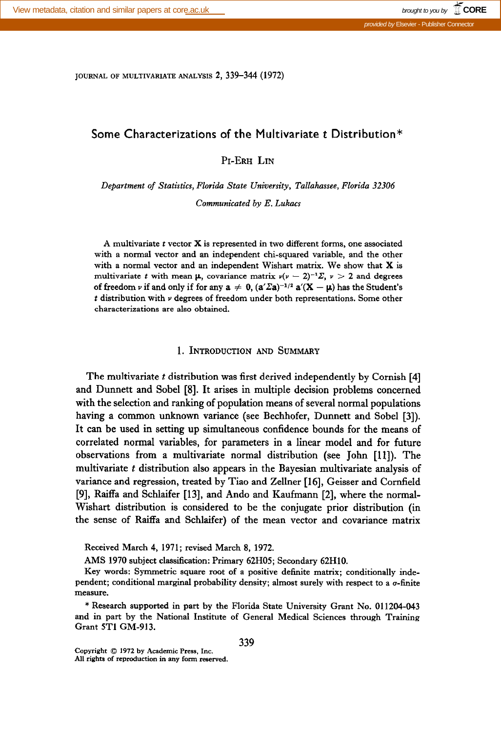# Some Characterizations of the Multivariate $t$ Distribution*

PI-ERH LIN

*Department of Statistics, Florida State University, Tallahassee, Florida 32306*

*Communicated by E. Lukacs*

A multivariate $t$ vector $\mathbf{X}$ is represented in two different forms, one associated with a normal vector and an independent chi-squared variable, and the other with a normal vector and an independent Wishart matrix. We show that $\mathbf{X}$ is multivariate $t$ with mean $\boldsymbol{\mu}$, covariance matrix $\nu(\nu - 2)^{-1}\Sigma$, $\nu > 2$ and degrees of freedom $\nu$ if and only if for any $\mathbf{a} \neq \mathbf{0}$, $(\mathbf{a}'\Sigma\mathbf{a})^{-1/2}\, \mathbf{a}'(\mathbf{X} - \boldsymbol{\mu})$ has the Student's $t$ distribution with $\nu$ degrees of freedom under both representations. Some other characterizations are also obtained.

## 1. Introduction and Summary

The multivariate $t$ distribution was first derived independently by Cornish [4] and Dunnett and Sobel [8]. It arises in multiple decision problems concerned with the selection and ranking of population means of several normal populations having a common unknown variance (see Bechhofer, Dunnett and Sobel [3]). It can be used in setting up simultaneous confidence bounds for the means of correlated normal variables, for parameters in a linear model and for future observations from a multivariate normal distribution (see John [11]). The multivariate $t$ distribution also appears in the Bayesian multivariate analysis of variance and regression, treated by Tiao and Zellner [16], Geisser and Cornfield [9], Raiffa and Schlaifer [13], and Ando and Kaufmann [2], where the normal-Wishart distribution is considered to be the conjugate prior distribution (in the sense of Raiffa and Schlaifer) of the mean vector and covariance matrix

Received March 4, 1971; revised March 8, 1972.

AMS 1970 subject classification: Primary 62H05; Secondary 62H10.

Key words: Symmetric square root of a positive definite matrix; conditionally independent; conditional marginal probability density; almost surely with respect to a $\sigma$-finite measure.

\* Research supported in part by the Florida State University Grant No. 011204-043 and in part by the National Institute of General Medical Sciences through Training Grant 5T1 GM-913.

Copyright © 1972 by Academic Press, Inc.
All rights of reproduction in any form reserved.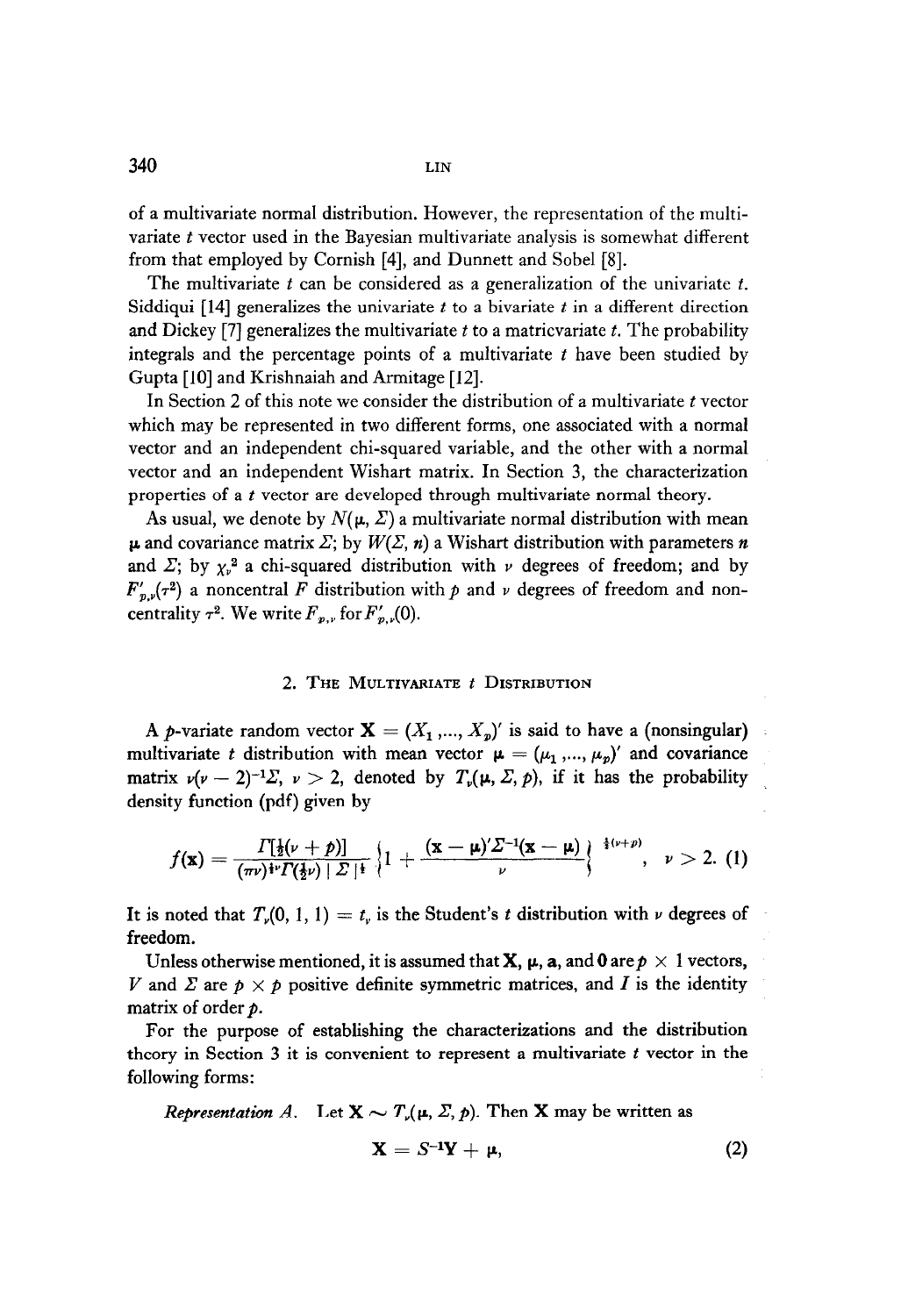of a multivariate normal distribution. However, the representation of the multivariate $t$ vector used in the Bayesian multivariate analysis is somewhat different from that employed by Cornish [4], and Dunnett and Sobel [8].

The multivariate $t$ can be considered as a generalization of the univariate $t$. Siddiqui [14] generalizes the univariate $t$ to a bivariate $t$ in a different direction and Dickey [7] generalizes the multivariate $t$ to a matricvariate $t$. The probability integrals and the percentage points of a multivariate $t$ have been studied by Gupta [10] and Krishnaiah and Armitage [12].

In Section 2 of this note we consider the distribution of a multivariate $t$ vector which may be represented in two different forms, one associated with a normal vector and an independent chi-squared variable, and the other with a normal vector and an independent Wishart matrix. In Section 3, the characterization properties of a $t$ vector are developed through multivariate normal theory.

As usual, we denote by $N(\boldsymbol{\mu}, \Sigma)$ a multivariate normal distribution with mean $\boldsymbol{\mu}$ and covariance matrix $\Sigma$; by $W(\Sigma, n)$ a Wishart distribution with parameters $n$ and $\Sigma$; by $\chi_\nu^2$ a chi-squared distribution with $\nu$ degrees of freedom; and by $F'_{p,\nu}(\tau^2)$ a noncentral $F$ distribution with $p$ and $\nu$ degrees of freedom and noncentrality $\tau^2$. We write $F_{p,\nu}$ for $F'_{p,\nu}(0)$.

## 2. The Multivariate $t$ Distribution

A $p$-variate random vector $\mathbf{X} = (X_1, \ldots, X_p)'$ is said to have a (nonsingular) multivariate $t$ distribution with mean vector $\boldsymbol{\mu} = (\mu_1, \ldots, \mu_p)'$ and covariance matrix $\nu(\nu - 2)^{-1}\Sigma$, $\nu > 2$, denoted by $T_\nu(\boldsymbol{\mu}, \Sigma, p)$, if it has the probability density function (pdf) given by

$$f(\mathbf{x}) = \frac{\Gamma[\frac{1}{2}(\nu + p)]}{(\pi\nu)^{\frac{1}{2}\nu}\Gamma(\frac{1}{2}\nu) \mid \Sigma \mid^{\frac{1}{2}}} \left\{1 + \frac{(\mathbf{x} - \boldsymbol{\mu})'\Sigma^{-1}(\mathbf{x} - \boldsymbol{\mu})}{\nu}\right\}^{\frac{1}{2}(\nu+p)}, \quad \nu > 2. \quad (1)$$

It is noted that $T_\nu(0, 1, 1) = t_\nu$ is the Student's $t$ distribution with $\nu$ degrees of freedom.

Unless otherwise mentioned, it is assumed that $\mathbf{X}$, $\boldsymbol{\mu}$, $\mathbf{a}$, and $\mathbf{0}$ are $p \times 1$ vectors, $V$ and $\Sigma$ are $p \times p$ positive definite symmetric matrices, and $I$ is the identity matrix of order $p$.

For the purpose of establishing the characterizations and the distribution theory in Section 3 it is convenient to represent a multivariate $t$ vector in the following forms:

*Representation A.* Let $\mathbf{X} \sim T_\nu(\boldsymbol{\mu}, \Sigma, p)$. Then $\mathbf{X}$ may be written as

$$\mathbf{X} = S^{-1}\mathbf{Y} + \boldsymbol{\mu}, \quad (2)$$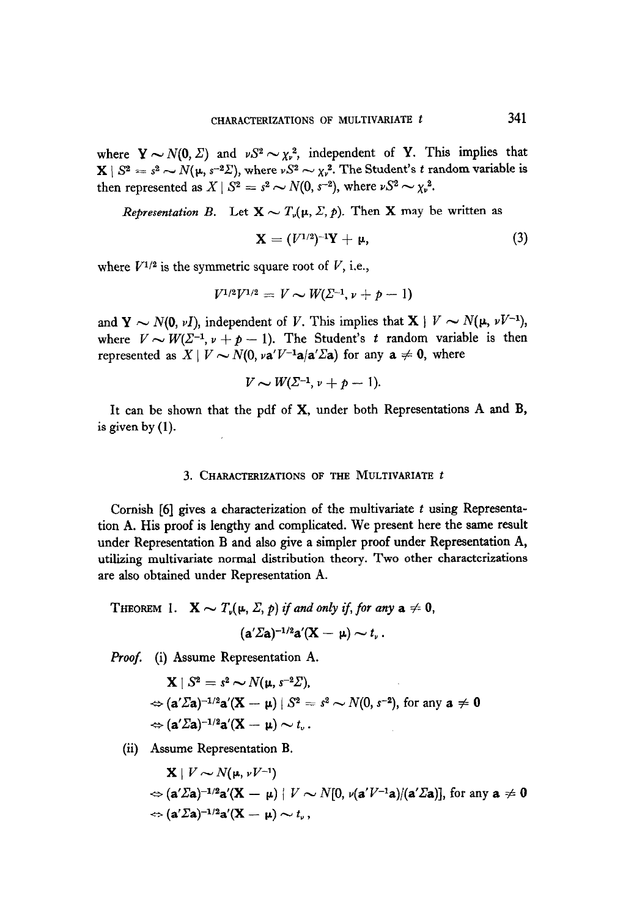where $\mathbf{Y} \sim N(\mathbf{0}, \Sigma)$ and $\nu S^2 \sim \chi_\nu^2$, independent of $\mathbf{Y}$. This implies that $\mathbf{X} \mid S^2 = s^2 \sim N(\boldsymbol{\mu}, s^{-2}\Sigma)$, where $\nu S^2 \sim \chi_\nu^2$. The Student's $t$ random variable is then represented as $X \mid S^2 = s^2 \sim N(0, s^{-2})$, where $\nu S^2 \sim \chi_\nu^2$.

*Representation B.* Let $\mathbf{X} \sim T_\nu(\boldsymbol{\mu}, \Sigma, p)$. Then $\mathbf{X}$ may be written as

$$\mathbf{X} = (V^{1/2})^{-1}\mathbf{Y} + \boldsymbol{\mu}, \tag{3}$$

where $V^{1/2}$ is the symmetric square root of $V$, i.e.,

$$V^{1/2}V^{1/2} = V \sim W(\Sigma^{-1}, \nu + p - 1)$$

and $\mathbf{Y} \sim N(\mathbf{0}, \nu I)$, independent of $V$. This implies that $\mathbf{X} \mid V \sim N(\boldsymbol{\mu}, \nu V^{-1})$, where $V \sim W(\Sigma^{-1}, \nu + p - 1)$. The Student's $t$ random variable is then represented as $X \mid V \sim N(0, \nu \mathbf{a}'V^{-1}\mathbf{a}/\mathbf{a}'\Sigma\mathbf{a})$ for any $\mathbf{a} \neq \mathbf{0}$, where

$$V \sim W(\Sigma^{-1}, \nu + p - 1).$$

It can be shown that the pdf of $\mathbf{X}$, under both Representations A and B, is given by (1).

## 3. Characterizations of the Multivariate $t$

Cornish [6] gives a characterization of the multivariate $t$ using Representation A. His proof is lengthy and complicated. We present here the same result under Representation B and also give a simpler proof under Representation A, utilizing multivariate normal distribution theory. Two other characterizations are also obtained under Representation A.

**Theorem 1.** *$\mathbf{X} \sim T_\nu(\boldsymbol{\mu}, \Sigma, p)$ if and only if, for any $\mathbf{a} \neq \mathbf{0}$,*

$$(\mathbf{a}'\Sigma\mathbf{a})^{-1/2}\mathbf{a}'(\mathbf{X} - \boldsymbol{\mu}) \sim t_\nu .$$

*Proof.* (i) Assume Representation A.

$$\mathbf{X} \mid S^2 = s^2 \sim N(\boldsymbol{\mu}, s^{-2}\Sigma),$$

$$\Leftrightarrow (\mathbf{a}'\Sigma\mathbf{a})^{-1/2}\mathbf{a}'(\mathbf{X} - \boldsymbol{\mu}) \mid S^2 = s^2 \sim N(0, s^{-2}), \text{ for any } \mathbf{a} \neq \mathbf{0}$$

$$\Leftrightarrow (\mathbf{a}'\Sigma\mathbf{a})^{-1/2}\mathbf{a}'(\mathbf{X} - \boldsymbol{\mu}) \sim t_\nu .$$

(ii) Assume Representation B.

$$\mathbf{X} \mid V \sim N(\boldsymbol{\mu}, \nu V^{-1})$$

$$\Leftrightarrow (\mathbf{a}'\Sigma\mathbf{a})^{-1/2}\mathbf{a}'(\mathbf{X} - \boldsymbol{\mu}) \mid V \sim N[0, \nu(\mathbf{a}'V^{-1}\mathbf{a})/(\mathbf{a}'\Sigma\mathbf{a})], \text{ for any } \mathbf{a} \neq \mathbf{0}$$

$$\Leftrightarrow (\mathbf{a}'\Sigma\mathbf{a})^{-1/2}\mathbf{a}'(\mathbf{X} - \boldsymbol{\mu}) \sim t_\nu ,$$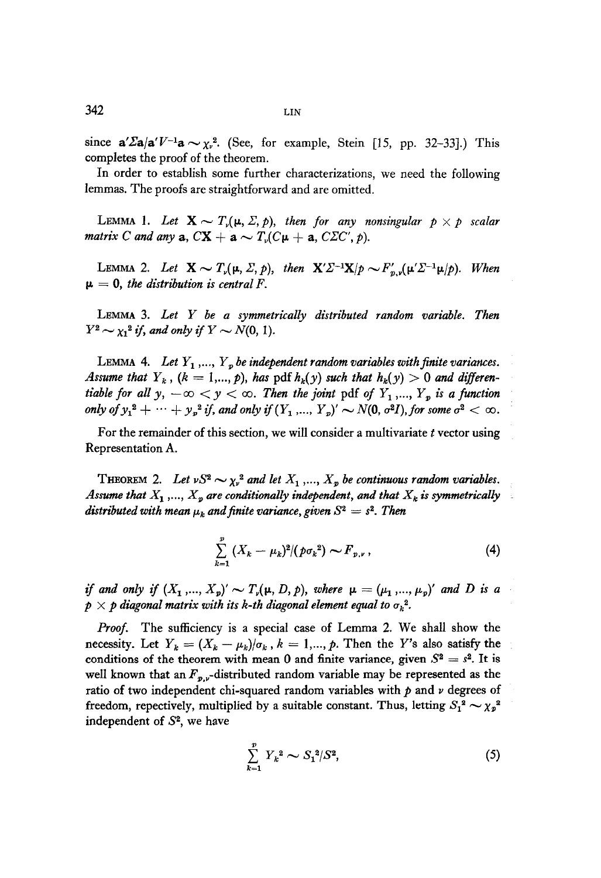since $\mathbf{a}'\Sigma\mathbf{a}/\mathbf{a}'V^{-1}\mathbf{a} \sim \chi_\nu^2$. (See, for example, Stein [15, pp. 32–33].) This completes the proof of the theorem.

In order to establish some further characterizations, we need the following lemmas. The proofs are straightforward and are omitted.

LEMMA 1. *Let* $\mathbf{X} \sim T_\nu(\boldsymbol{\mu}, \Sigma, p)$, *then for any nonsingular* $p \times p$ *scalar matrix* $C$ *and any* $\mathbf{a}$, $C\mathbf{X} + \mathbf{a} \sim T_\nu(C\boldsymbol{\mu} + \mathbf{a}, C\Sigma C', p)$.

LEMMA 2. *Let* $\mathbf{X} \sim T_\nu(\boldsymbol{\mu}, \Sigma, p)$, *then* $\mathbf{X}'\Sigma^{-1}\mathbf{X}/p \sim F'_{p,\nu}(\boldsymbol{\mu}'\Sigma^{-1}\boldsymbol{\mu}/p)$. *When* $\boldsymbol{\mu} = \mathbf{0}$, *the distribution is central* $F$.

LEMMA 3. *Let* $Y$ *be a symmetrically distributed random variable. Then* $Y^2 \sim \chi_1^2$ *if, and only if* $Y \sim N(0, 1)$.

LEMMA 4. *Let* $Y_1, \ldots, Y_p$ *be independent random variables with finite variances. Assume that* $Y_k$, $(k = 1, \ldots, p)$, *has* pdf $h_k(y)$ *such that* $h_k(y) > 0$ *and differentiable for all* $y$, $-\infty < y < \infty$. *Then the joint* pdf *of* $Y_1, \ldots, Y_p$ *is a function only of* $y_1^2 + \cdots + y_p^2$ *if, and only if* $(Y_1, \ldots, Y_p)' \sim N(\mathbf{0}, \sigma^2 I)$, *for some* $\sigma^2 < \infty$.

For the remainder of this section, we will consider a multivariate $t$ vector using Representation A.

THEOREM 2. *Let* $\nu S^2 \sim \chi_\nu^2$ *and let* $X_1, \ldots, X_p$ *be continuous random variables. Assume that* $X_1, \ldots, X_p$ *are conditionally independent, and that* $X_k$ *is symmetrically distributed with mean* $\mu_k$ *and finite variance, given* $S^2 = s^2$. *Then*

$$\sum_{k=1}^{p} (X_k - \mu_k)^2/(p\sigma_k^2) \sim F_{p,\nu}, \tag{4}$$

*if and only if* $(X_1, \ldots, X_p)' \sim T_\nu(\boldsymbol{\mu}, D, p)$, *where* $\boldsymbol{\mu} = (\mu_1, \ldots, \mu_p)'$ *and* $D$ *is a* $p \times p$ *diagonal matrix with its* $k$-*th diagonal element equal to* $\sigma_k^2$.

*Proof.* The sufficiency is a special case of Lemma 2. We shall show the necessity. Let $Y_k = (X_k - \mu_k)/\sigma_k$, $k = 1, \ldots, p$. Then the $Y$'s also satisfy the conditions of the theorem with mean 0 and finite variance, given $S^2 = s^2$. It is well known that an $F_{p,\nu}$-distributed random variable may be represented as the ratio of two independent chi-squared random variables with $p$ and $\nu$ degrees of freedom, repectively, multiplied by a suitable constant. Thus, letting $S_1^2 \sim \chi_p^2$ independent of $S^2$, we have

$$\sum_{k=1}^{p} Y_k^2 \sim S_1^2/S^2, \tag{5}$$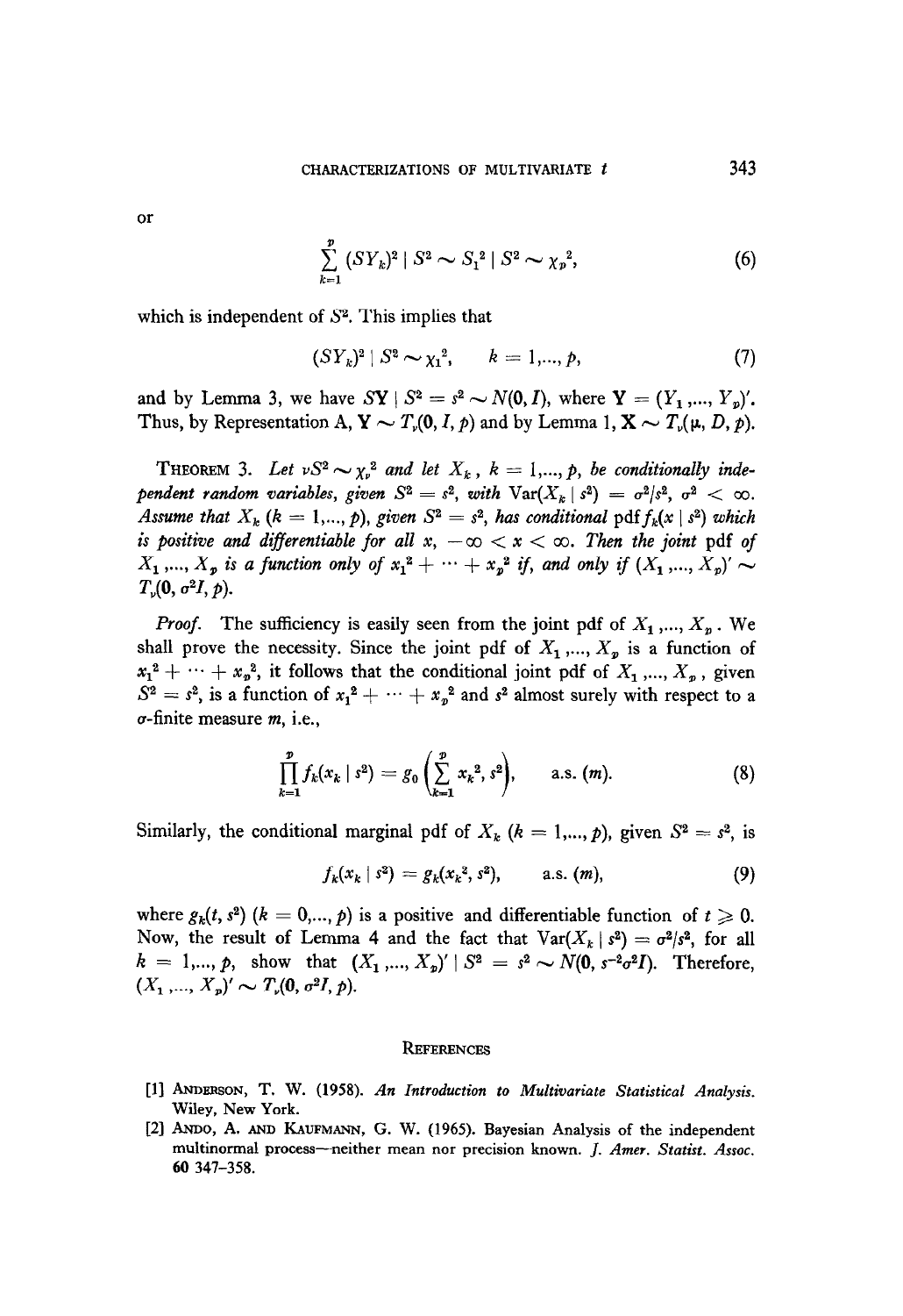or

$$\sum_{k=1}^{p} (SY_k)^2 \mid S^2 \sim S_1^2 \mid S^2 \sim \chi_p^2, \tag{6}$$

which is independent of $S^2$. This implies that

$$(SY_k)^2 \mid S^2 \sim \chi_1^2, \qquad k = 1,..., p, \tag{7}$$

and by Lemma 3, we have $S\mathbf{Y} \mid S^2 = s^2 \sim N(\mathbf{0}, I)$, where $\mathbf{Y} = (Y_1 ,..., Y_p)'$. Thus, by Representation A, $\mathbf{Y} \sim T_\nu(\mathbf{0}, I, p)$ and by Lemma 1, $\mathbf{X} \sim T_\nu(\boldsymbol{\mu}, D, p)$.

THEOREM 3. *Let $\nu S^2 \sim \chi_\nu^2$ and let $X_k$, $k = 1,..., p$, be conditionally independent random variables, given $S^2 = s^2$, with $\mathrm{Var}(X_k \mid s^2) = \sigma^2/s^2$, $\sigma^2 < \infty$. Assume that $X_k$ ($k = 1,..., p$), given $S^2 = s^2$, has conditional* pdf $f_k(x \mid s^2)$ *which is positive and differentiable for all $x$, $-\infty < x < \infty$. Then the joint* pdf *of $X_1 ,..., X_p$ is a function only of $x_1^2 + \cdots + x_p^2$ if, and only if $(X_1 ,..., X_p)' \sim T_\nu(\mathbf{0}, \sigma^2 I, p)$.*

*Proof.* The sufficiency is easily seen from the joint pdf of $X_1 ,..., X_p$. We shall prove the necessity. Since the joint pdf of $X_1 ,..., X_p$ is a function of $x_1^2 + \cdots + x_p^2$, it follows that the conditional joint pdf of $X_1 ,..., X_p$, given $S^2 = s^2$, is a function of $x_1^2 + \cdots + x_p^2$ and $s^2$ almost surely with respect to a $\sigma$-finite measure $m$, i.e.,

$$\prod_{k=1}^{p} f_k(x_k \mid s^2) = g_0\left(\sum_{k=1}^{p} x_k^2, s^2\right), \qquad \text{a.s. } (m). \tag{8}$$

Similarly, the conditional marginal pdf of $X_k$ ($k = 1,..., p$), given $S^2 = s^2$, is

$$f_k(x_k \mid s^2) = g_k(x_k^2, s^2), \qquad \text{a.s. } (m), \tag{9}$$

where $g_k(t, s^2)$ ($k = 0,..., p$) is a positive and differentiable function of $t \geqslant 0$. Now, the result of Lemma 4 and the fact that $\mathrm{Var}(X_k \mid s^2) = \sigma^2/s^2$, for all $k = 1,..., p$, show that $(X_1 ,..., X_p)' \mid S^2 = s^2 \sim N(\mathbf{0}, s^{-2}\sigma^2 I)$. Therefore, $(X_1 ,..., X_p)' \sim T_\nu(\mathbf{0}, \sigma^2 I, p)$.

## REFERENCES

[1] ANDERSON, T. W. (1958). *An Introduction to Multivariate Statistical Analysis.* Wiley, New York.

[2] ANDO, A. AND KAUFMANN, G. W. (1965). Bayesian Analysis of the independent multinormal process—neither mean nor precision known. *J. Amer. Statist. Assoc.* **60** 347–358.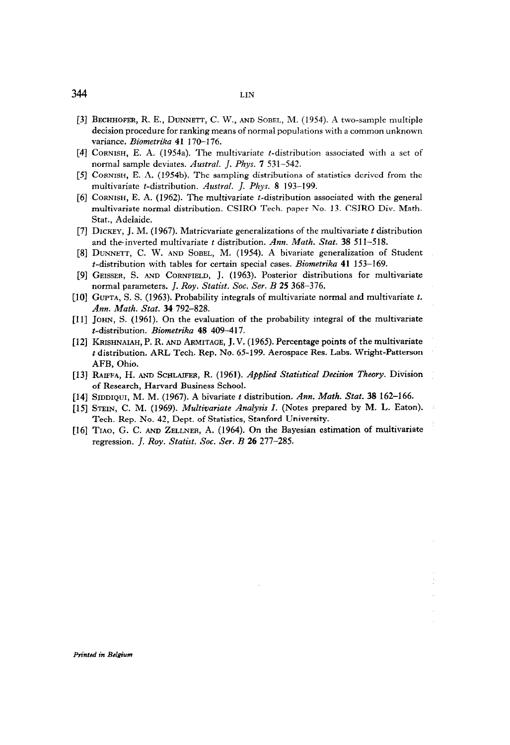[3] Bechhofer, R. E., Dunnett, C. W., and Sobel, M. (1954). A two-sample multiple decision procedure for ranking means of normal populations with a common unknown variance. *Biometrika* **41** 170–176.

[4] Cornish, E. A. (1954a). The multivariate $t$-distribution associated with a set of normal sample deviates. *Austral. J. Phys.* **7** 531–542.

[5] Cornish, E. A. (1954b). The sampling distributions of statistics derived from the multivariate $t$-distribution. *Austral. J. Phys.* **8** 193–199.

[6] Cornish, E. A. (1962). The multivariate $t$-distribution associated with the general multivariate normal distribution. CSIRO Tech. paper No. 13. CSIRO Div. Math. Stat., Adelaide.

[7] Dickey, J. M. (1967). Matricvariate generalizations of the multivariate $t$ distribution and the inverted multivariate $t$ distribution. *Ann. Math. Stat.* **38** 511–518.

[8] Dunnett, C. W. and Sobel, M. (1954). A bivariate generalization of Student $t$-distribution with tables for certain special cases. *Biometrika* **41** 153–169.

[9] Geisser, S. and Cornfield, J. (1963). Posterior distributions for multivariate normal parameters. *J. Roy. Statist. Soc. Ser. B* **25** 368–376.

[10] Gupta, S. S. (1963). Probability integrals of multivariate normal and multivariate $t$. *Ann. Math. Stat.* **34** 792–828.

[11] John, S. (1961). On the evaluation of the probability integral of the multivariate $t$-distribution. *Biometrika* **48** 409–417.

[12] Krishnaiah, P. R. and Armitage, J. V. (1965). Percentage points of the multivariate $t$ distribution. ARL Tech. Rep. No. 65-199. Aerospace Res. Labs. Wright-Patterson AFB, Ohio.

[13] Raiffa, H. and Schlaifer, R. (1961). *Applied Statistical Decision Theory*. Division of Research, Harvard Business School.

[14] Siddiqui, M. M. (1967). A bivariate $t$ distribution. *Ann. Math. Stat.* **38** 162–166.

[15] Stein, C. M. (1969). *Multivariate Analysis I*. (Notes prepared by M. L. Eaton). Tech. Rep. No. 42, Dept. of Statistics, Stanford University.

[16] Tiao, G. C. and Zellner, A. (1964). On the Bayesian estimation of multivariate regression. *J. Roy. Statist. Soc. Ser. B* **26** 277–285.

*Printed in Belgium*